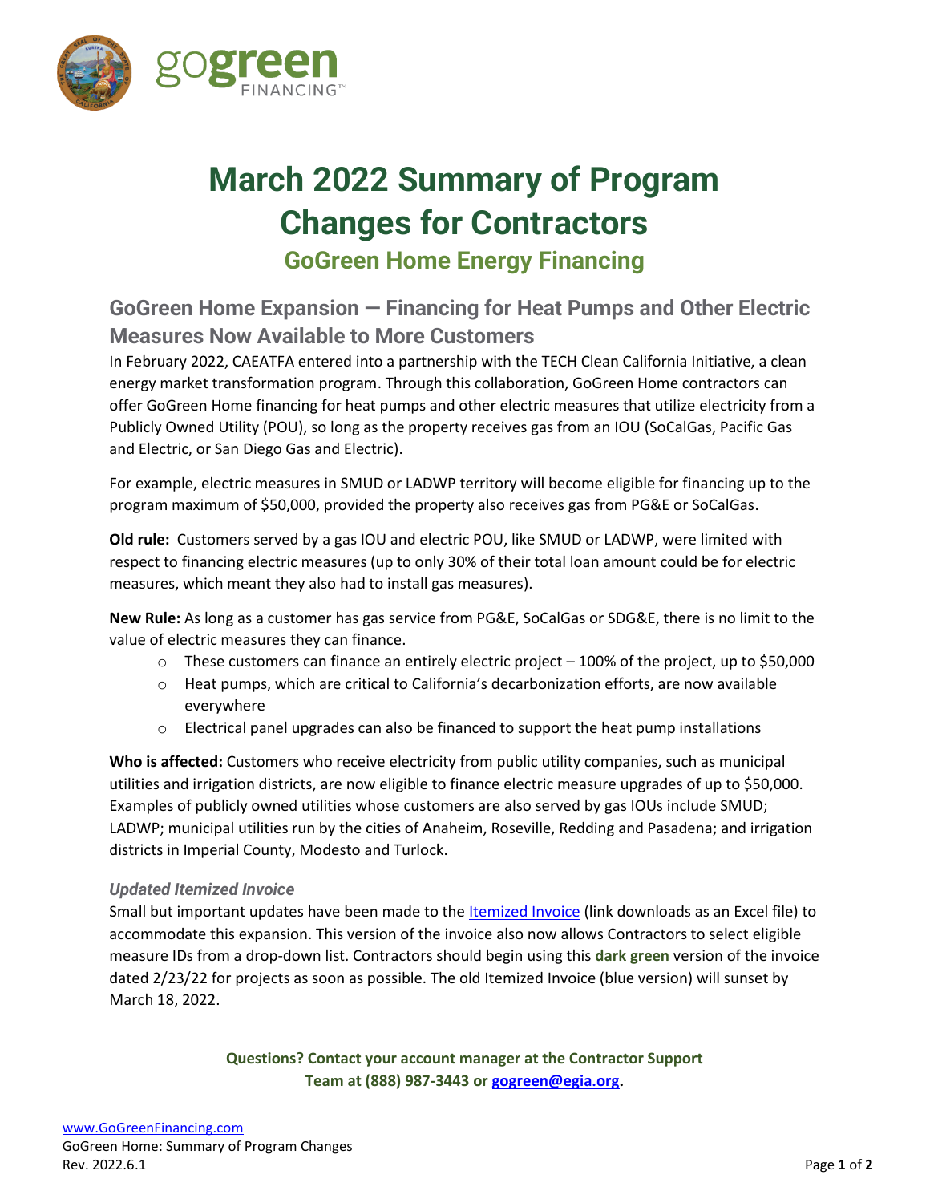# March 2022 Summary of Program Changes for Contractors

## GoGreen Home Energy Financing

## GoGreen Home Expansion — Financing for Heat Pumps and Other Electric Measures Now Available to More Customers

In February 2022, CAEATFA entered into a partnership with the TECH Clean California Initiative, a clean energy market transformation program. Through this collaboration, GoGreen Home contractors can offer GoGreen Home financing for heat pumps and other electric measures that utilize electricity from a Publicly Owned Utility (POU), so long as the property receives gas from an IOU (SoCalGas, Pacific Gas and Electric, or San Diego Gas and Electric).

For example, electric measures in SMUD or LADWP territory will become eligible for financing up to the program maximum of $50,000, provided the property also receives gas from PG&E or SoCalGas.

**Old rule:** Customers served by a gas IOU and electric POU, like SMUD or LADWP, were limited with respect to financing electric measures (up to only 30% of their total loan amount could be for electric measures, which meant they also had to install gas measures).

**New Rule:** As long as a customer has gas service from PG&E, SoCalGas or SDG&E, there is no limit to the value of electric measures they can finance.

- These customers can finance an entirely electric project – 100% of the project, up to $50,000
- Heat pumps, which are critical to California's decarbonization efforts, are now available everywhere
- Electrical panel upgrades can also be financed to support the heat pump installations

**Who is affected:** Customers who receive electricity from public utility companies, such as municipal utilities and irrigation districts, are now eligible to finance electric measure upgrades of up to $50,000. Examples of publicly owned utilities whose customers are also served by gas IOUs include SMUD; LADWP; municipal utilities run by the cities of Anaheim, Roseville, Redding and Pasadena; and irrigation districts in Imperial County, Modesto and Turlock.

### *Updated Itemized Invoice*

Small but important updates have been made to the Itemized Invoice (link downloads as an Excel file) to accommodate this expansion. This version of the invoice also now allows Contractors to select eligible measure IDs from a drop-down list. Contractors should begin using this **dark green** version of the invoice dated 2/23/22 for projects as soon as possible. The old Itemized Invoice (blue version) will sunset by March 18, 2022.

**Questions? Contact your account manager at the Contractor Support Team at (888) 987-3443 or gogreen@egia.org.**

www.GoGreenFinancing.com
GoGreen Home: Summary of Program Changes
Rev. 2022.6.1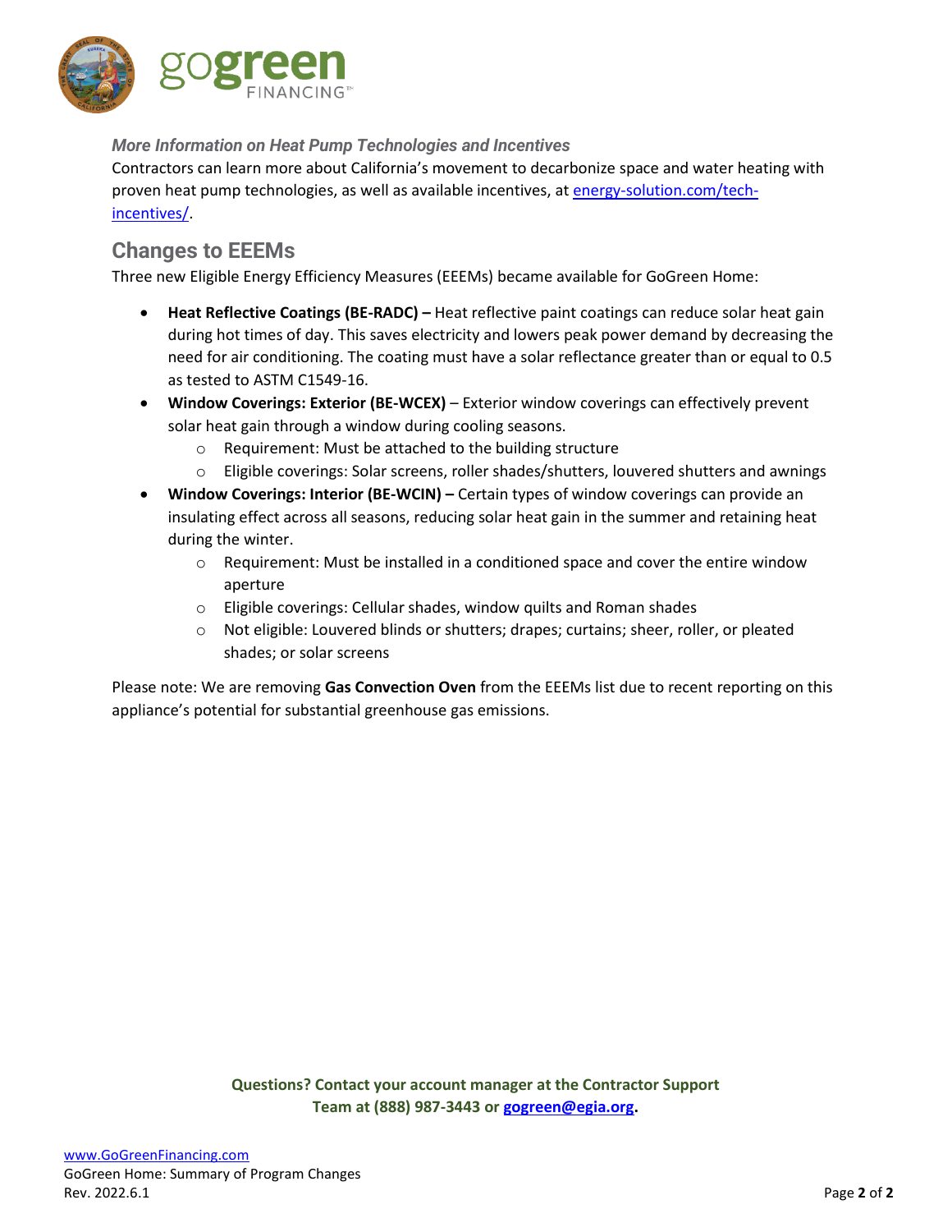### *More Information on Heat Pump Technologies and Incentives*

Contractors can learn more about California's movement to decarbonize space and water heating with proven heat pump technologies, as well as available incentives, at [energy-solution.com/tech-incentives/](energy-solution.com/tech-incentives/).

## Changes to EEEMs

Three new Eligible Energy Efficiency Measures (EEEMs) became available for GoGreen Home:

- **Heat Reflective Coatings (BE-RADC) –** Heat reflective paint coatings can reduce solar heat gain during hot times of day. This saves electricity and lowers peak power demand by decreasing the need for air conditioning. The coating must have a solar reflectance greater than or equal to 0.5 as tested to ASTM C1549-16.
- **Window Coverings: Exterior (BE-WCEX)** – Exterior window coverings can effectively prevent solar heat gain through a window during cooling seasons.
    - Requirement: Must be attached to the building structure
    - Eligible coverings: Solar screens, roller shades/shutters, louvered shutters and awnings
- **Window Coverings: Interior (BE-WCIN) –** Certain types of window coverings can provide an insulating effect across all seasons, reducing solar heat gain in the summer and retaining heat during the winter.
    - Requirement: Must be installed in a conditioned space and cover the entire window aperture
    - Eligible coverings: Cellular shades, window quilts and Roman shades
    - Not eligible: Louvered blinds or shutters; drapes; curtains; sheer, roller, or pleated shades; or solar screens

Please note: We are removing **Gas Convection Oven** from the EEEMs list due to recent reporting on this appliance's potential for substantial greenhouse gas emissions.

**Questions? Contact your account manager at the Contractor Support Team at (888) 987-3443 or [gogreen@egia.org](mailto:gogreen@egia.org).**

[www.GoGreenFinancing.com](www.GoGreenFinancing.com)
GoGreen Home: Summary of Program Changes
Rev. 2022.6.1